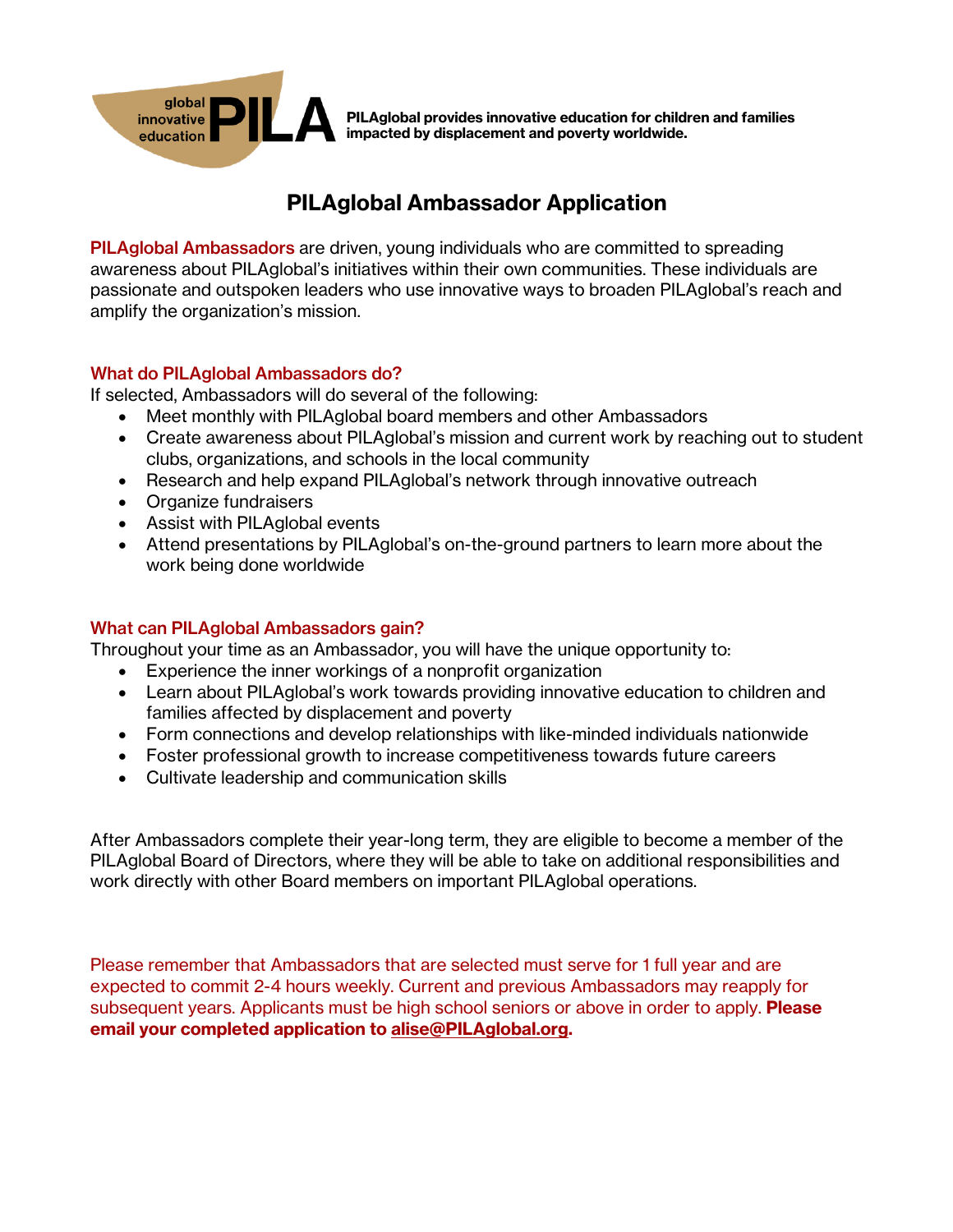global innovative education **PILA**

**PILAglobal provides innovative education for children and families impacted by displacement and poverty worldwide.**

# PILAglobal Ambassador Application

**PILAglobal Ambassadors** are driven, young individuals who are committed to spreading awareness about PILAglobal's initiatives within their own communities. These individuals are passionate and outspoken leaders who use innovative ways to broaden PILAglobal's reach and amplify the organization's mission.

### What do PILAglobal Ambassadors do?

If selected, Ambassadors will do several of the following:

- Meet monthly with PILAglobal board members and other Ambassadors
- Create awareness about PILAglobal's mission and current work by reaching out to student clubs, organizations, and schools in the local community
- Research and help expand PILAglobal's network through innovative outreach
- Organize fundraisers
- Assist with PILAglobal events
- Attend presentations by PILAglobal's on-the-ground partners to learn more about the work being done worldwide

### What can PILAglobal Ambassadors gain?

Throughout your time as an Ambassador, you will have the unique opportunity to:

- Experience the inner workings of a nonprofit organization
- Learn about PILAglobal's work towards providing innovative education to children and families affected by displacement and poverty
- Form connections and develop relationships with like-minded individuals nationwide
- Foster professional growth to increase competitiveness towards future careers
- Cultivate leadership and communication skills

After Ambassadors complete their year-long term, they are eligible to become a member of the PILAglobal Board of Directors, where they will be able to take on additional responsibilities and work directly with other Board members on important PILAglobal operations.

Please remember that Ambassadors that are selected must serve for 1 full year and are expected to commit 2-4 hours weekly. Current and previous Ambassadors may reapply for subsequent years. Applicants must be high school seniors or above in order to apply. **Please email your completed application to alise@PILAglobal.org.**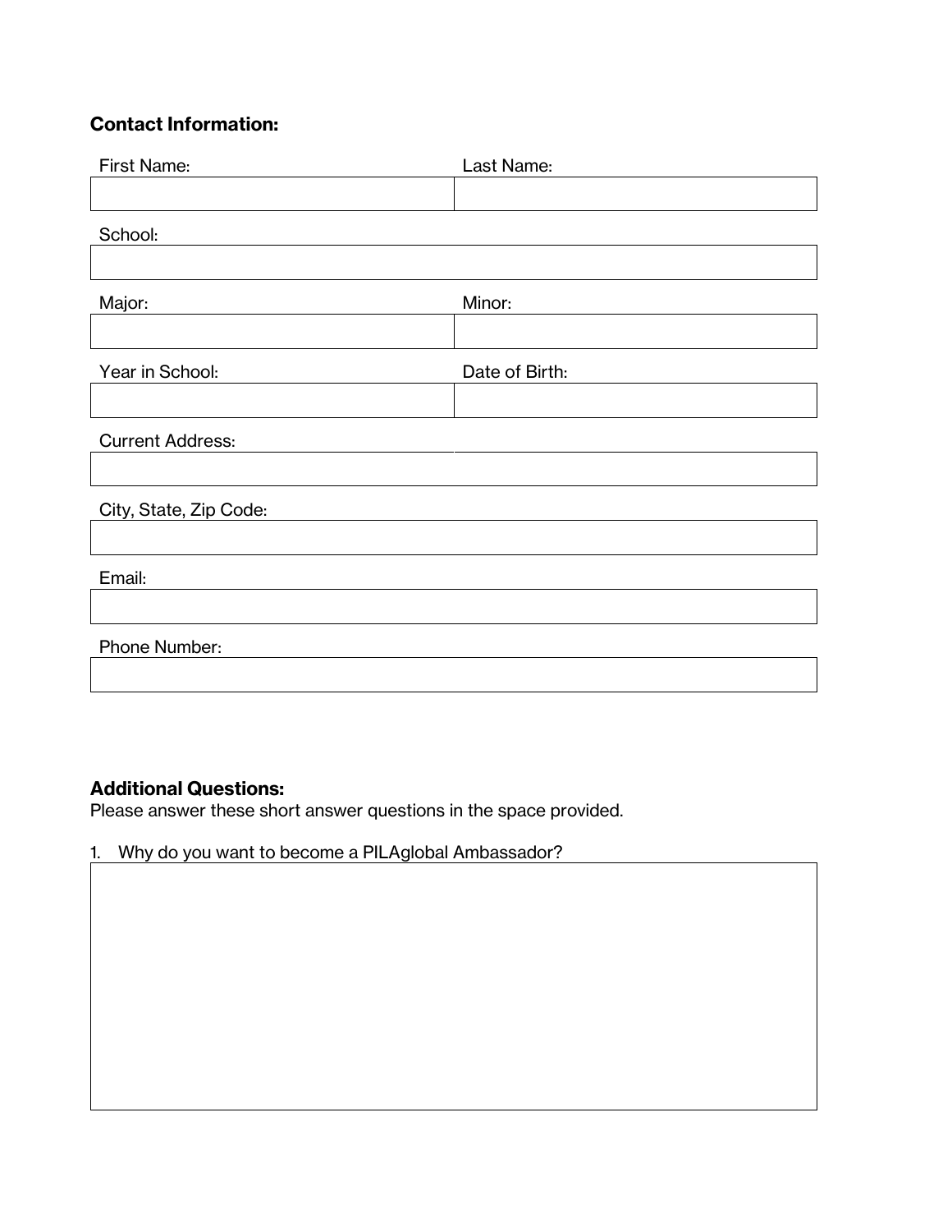**Contact Information:**

| First Name: | Last Name: |
| --- | --- |
| | |

| School: |
| --- |
| |

| Major: | Minor: |
| --- | --- |
| | |

| Year in School: | Date of Birth: |
| --- | --- |
| | |

| Current Address: |
| --- |
| |

| City, State, Zip Code: |
| --- |
| |

| Email: |
| --- |
| |

| Phone Number: |
| --- |
| |

**Additional Questions:**

Please answer these short answer questions in the space provided.

1. Why do you want to become a PILAglobal Ambassador?

| |
| --- |
| |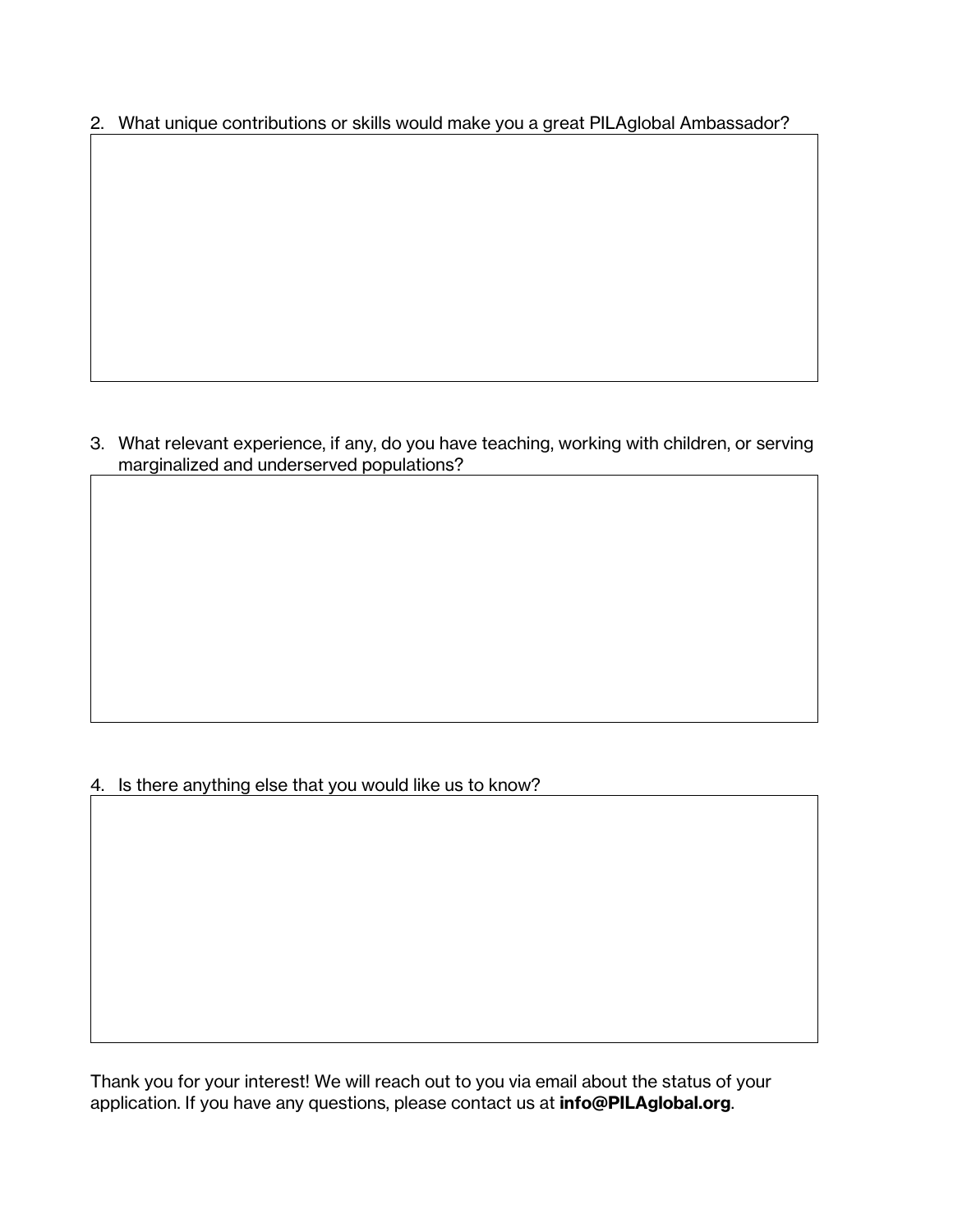2. What unique contributions or skills would make you a great PILAglobal Ambassador?

3. What relevant experience, if any, do you have teaching, working with children, or serving marginalized and underserved populations?

4. Is there anything else that you would like us to know?

Thank you for your interest! We will reach out to you via email about the status of your application. If you have any questions, please contact us at **info@PILAglobal.org**.